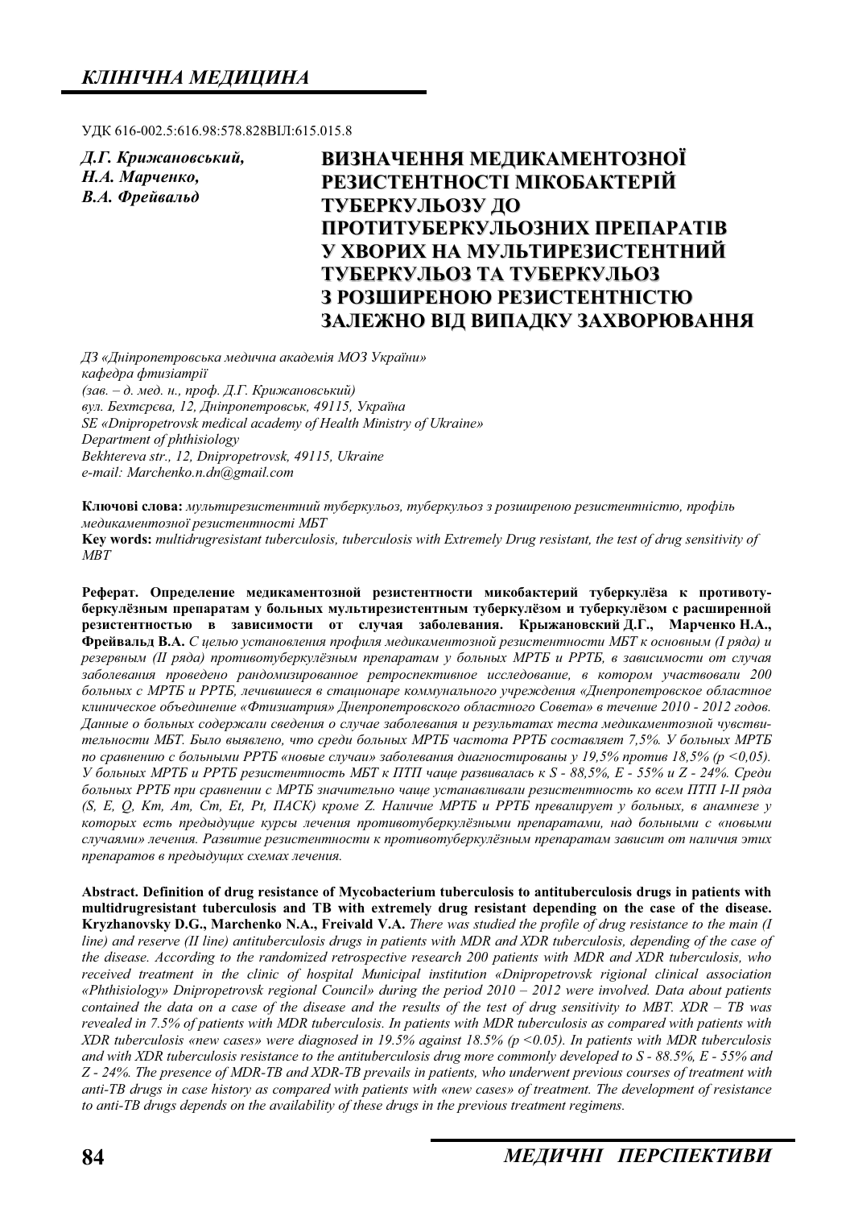УДК 616-002.5:616.98:578.828ВІЛ:615.015.8

*Д.Г. Крижановський,*
*Н.А. Марченко,*
*В.А. Фрейвальд*

# ВИЗНАЧЕННЯ МЕДИКАМЕНТОЗНОЇ РЕЗИСТЕНТНОСТІ МІКОБАКТЕРІЙ ТУБЕРКУЛЬОЗУ ДО ПРОТИТУБЕРКУЛЬОЗНИХ ПРЕПАРАТІВ У ХВОРИХ НА МУЛЬТИРЕЗИСТЕНТНИЙ ТУБЕРКУЛЬОЗ ТА ТУБЕРКУЛЬОЗ З РОЗШИРЕНОЮ РЕЗИСТЕНТНІСТЮ ЗАЛЕЖНО ВІД ВИПАДКУ ЗАХВОРЮВАННЯ

*ДЗ «Дніпропетровська медична академія МОЗ України»*
*кафедра фтизіатрії*
*(зав. – д. мед. н., проф. Д.Г. Крижановський)*
*вул. Бехтєрєва, 12, Дніпропетровськ, 49115, Україна*
*SE «Dnipropetrovsk medical academy of Health Ministry of Ukraine»*
*Department of phthisiology*
*Bekhtereva str., 12, Dnipropetrovsk, 49115, Ukraine*
*e-mail: Marchenko.n.dn@gmail.com*

**Ключові слова:** *мультирезистентний туберкульоз, туберкульоз з розширеною резистентністю, профіль медикаментозної резистентності МБТ*
**Key words:** *multidrugresistant tuberculosis, tuberculosis with Extremely Drug resistant, the test of drug sensitivity of MBT*

**Реферат. Определение медикаментозной резистентности микобактерий туберкулёза к противотуберкулёзным препаратам у больных мультирезистентным туберкулёзом и туберкулёзом с расширенной резистентностью в зависимости от случая заболевания. Крыжановский Д.Г., Марченко Н.А., Фрейвальд В.А.** *С целью установления профиля медикаментозной резистентности МБТ к основным (I ряда) и резервным (II ряда) противотуберкулёзным препаратам у больных МРТБ и РРТБ, в зависимости от случая заболевания проведено рандомизированное ретроспективное исследование, в котором участвовали 200 больных с МРТБ и РРТБ, лечившиеся в стационаре коммунального учреждения «Днепропетровское областное клиническое объединение «Фтизиатрия» Днепропетровского областного Совета» в течение 2010 - 2012 годов. Данные о больных содержали сведения о случае заболевания и результатах теста медикаментозной чувствительности МБТ. Было выявлено, что среди больных МРТБ частота РРТБ составляет 7,5%. У больных МРТБ по сравнению с больными РРТБ «новые случаи» заболевания диагностированы у 19,5% против 18,5% (p <0,05). У больных МРТБ и РРТБ резистентность МБТ к ПТП чаще развивалась к S - 88,5%, E - 55% и Z - 24%. Среди больных РРТБ при сравнении с МРТБ значительно чаще устанавливали резистентность ко всем ПТП I-II ряда (S, E, Q, Km, Am, Cm, Et, Pt, ПАСК) кроме Z. Наличие МРТБ и РРТБ превалирует у больных, в анамнезе у которых есть предыдущие курсы лечения противотуберкулёзными препаратами, над больными с «новыми случаями» лечения. Развитие резистентности к противотуберкулёзным препаратам зависит от наличия этих препаратов в предыдущих схемах лечения.*

**Abstract. Definition of drug resistance of Mycobacterium tuberculosis to antituberculosis drugs in patients with multidrugresistant tuberculosis and TB with extremely drug resistant depending on the case of the disease. Kryzhanovsky D.G., Marchenko N.A., Freivald V.A.** *There was studied the profile of drug resistance to the main (I line) and reserve (II line) antituberculosis drugs in patients with MDR and XDR tuberculosis, depending of the case of the disease. According to the randomized retrospective research 200 patients with MDR and XDR tuberculosis, who received treatment in the clinic of hospital Municipal institution «Dnipropetrovsk rigional clinical association «Phthisiology» Dnipropetrovsk regional Council» during the period 2010 – 2012 were involved. Data about patients contained the data on a case of the disease and the results of the test of drug sensitivity to MBT. XDR – TB was revealed in 7.5% of patients with MDR tuberculosis. In patients with MDR tuberculosis as compared with patients with XDR tuberculosis «new cases» were diagnosed in 19.5% against 18.5% (p <0.05). In patients with MDR tuberculosis and with XDR tuberculosis resistance to the antituberculosis drug more commonly developed to S - 88.5%, E - 55% and Z - 24%. The presence of MDR-TB and XDR-TB prevails in patients, who underwent previous courses of treatment with anti-TB drugs in case history as compared with patients with «new cases» of treatment. The development of resistance to anti-TB drugs depends on the availability of these drugs in the previous treatment regimens.*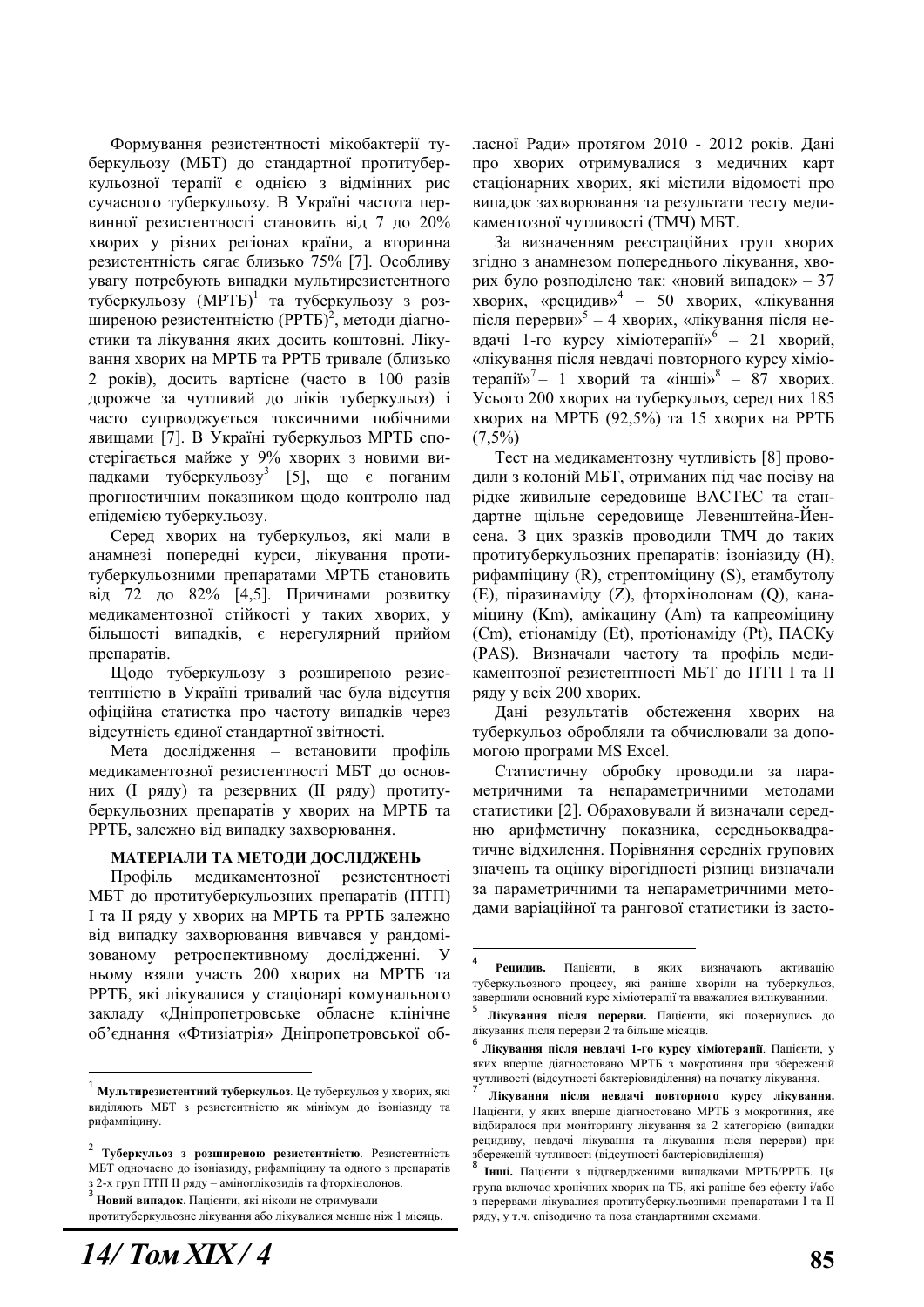Формування резистентності мікобактерії туберкульозу (МБТ) до стандартної протитуберкульозної терапії є однією з відмінних рис сучасного туберкульозу. В Україні частота первинної резистентності становить від 7 до 20% хворих у різних регіонах країни, а вторинна резистентність сягає близько 75% [7]. Особливу увагу потребують випадки мультирезистентного туберкульозу (МРТБ)[1] та туберкульозу з розширеною резистентністю (РРТБ)[2], методи діагностики та лікування яких досить коштовні. Лікування хворих на МРТБ та РРТБ тривале (близько 2 років), досить вартісне (часто в 100 разів дорожче за чутливий до ліків туберкульоз) і часто супроводжується токсичними побічними явищами [7]. В Україні туберкульоз МРТБ спостерігається майже у 9% хворих з новими випадками туберкульозу[3] [5], що є поганим прогностичним показником щодо контролю над епідемією туберкульозу.

Серед хворих на туберкульоз, які мали в анамнезі попередні курси, лікування протитуберкульозними препаратами МРТБ становить від 72 до 82% [4,5]. Причинами розвитку медикаментозної стійкості у таких хворих, у більшості випадків, є нерегулярний прийом препаратів.

Щодо туберкульозу з розширеною резистентністю в Україні тривалий час була відсутня офіційна статистка про частоту випадків через відсутність єдиної стандартної звітності.

Мета дослідження – встановити профіль медикаментозної резистентності МБТ до основних (І ряду) та резервних (ІІ ряду) протитуберкульозних препаратів у хворих на МРТБ та РРТБ, залежно від випадку захворювання.

## МАТЕРІАЛИ ТА МЕТОДИ ДОСЛІДЖЕНЬ

Профіль медикаментозної резистентності МБТ до протитуберкульозних препаратів (ПТП) І та ІІ ряду у хворих на МРТБ та РРТБ залежно від випадку захворювання вивчався у рандомізованому ретроспективному дослідженні. У ньому взяли участь 200 хворих на МРТБ та РРТБ, які лікувалися у стаціонарі комунального закладу «Дніпропетровське обласне клінічне об'єднання «Фтизіатрія» Дніпропетровської обласної Ради» протягом 2010 - 2012 років. Дані про хворих отримувалися з медичних карт стаціонарних хворих, які містили відомості про випадок захворювання та результати тесту медикаментозної чутливості (ТМЧ) МБТ.

За визначенням реєстраційних груп хворих згідно з анамнезом попереднього лікування, хворих було розподілено так: «новий випадок» – 37 хворих, «рецидив»[4] – 50 хворих, «лікування після перерви»[5] – 4 хворих, «лікування після невдачі 1-го курсу хіміотерапії»[6] – 21 хворий, «лікування після невдачі повторного курсу хіміотерапії»[7] – 1 хворий та «інші»[8] – 87 хворих. Усього 200 хворих на туберкульоз, серед них 185 хворих на МРТБ (92,5%) та 15 хворих на РРТБ (7,5%)

Тест на медикаментозну чутливість [8] проводили з колоній МБТ, отриманих під час посіву на рідке живильне середовище ВАСТЕС та стандартне щільне середовище Левенштейна-Йенсена. З цих зразків проводили ТМЧ до таких протитуберкульозних препаратів: ізоніазиду (H), рифампіцину (R), стрептоміцину (S), етамбутолу (E), піразинаміду (Z), фторхінолонам (Q), канаміцину (Km), амікацину (Am) та капреоміцину (Cm), етіонаміду (Et), протіонаміду (Pt), ПАСКу (PAS). Визначали частоту та профіль медикаментозної резистентності МБТ до ПТП І та ІІ ряду у всіх 200 хворих.

Дані результатів обстеження хворих на туберкульоз обробляли та обчислювали за допомогою програми MS Excel.

Статистичну обробку проводили за параметричними та непараметричними методами статистики [2]. Обраховували й визначали середню арифметичну показника, середньоквадратичне відхилення. Порівняння середніх групових значень та оцінку вірогідності різниці визначали за параметричними та непараметричними методами варіаційної та рангової статистики із засто-

---

[1] **Мультирезистентний туберкульоз**. Це туберкульоз у хворих, які виділяють МБТ з резистентністю як мінімум до ізоніазиду та рифампіцину.

[2] **Туберкульоз з розширеною резистентністю**. Резистентність МБТ одночасно до ізоніазиду, рифампіцину та одного з препаратів з 2-х груп ПТП ІІ ряду – аміноглікозидів та фторхінолонов.

[3] **Новий випадок**. Пацієнти, які ніколи не отримували протитуберкульозне лікування або лікувалися менше ніж 1 місяць.

[4] **Рецидив.** Пацієнти, в яких визначають активацію туберкульозного процесу, які раніше хворіли на туберкульоз, завершили основний курс хіміотерапії та вважалися вилікуваними.

[5] **Лікування після перерви.** Пацієнти, які повернулись до лікування після перерви 2 та більше місяців.

[6] **Лікування після невдачі 1-го курсу хіміотерапії**. Пацієнти, у яких вперше діагностовано МРТБ з мокротиння при збереженій чутливості (відсутності бактеріовиділення) на початку лікування.

[7] **Лікування після невдачі повторного курсу лікування.** Пацієнти, у яких вперше діагностовано МРТБ з мокротиння, яке відбиралося при моніторингу лікування за 2 категорією (випадки рецидиву, невдачі лікування та лікування після перерви) при збереженій чутливості (відсутності бактеріовиділення)

[8] **Інші.** Пацієнти з підтвердженими випадками МРТБ/РРТБ. Ця група включає хронічних хворих на ТБ, які раніше без ефекту і/або з перервами лікувалися протитуберкульозними препаратами І та ІІ ряду, у т.ч. епізодично та поза стандартними схемами.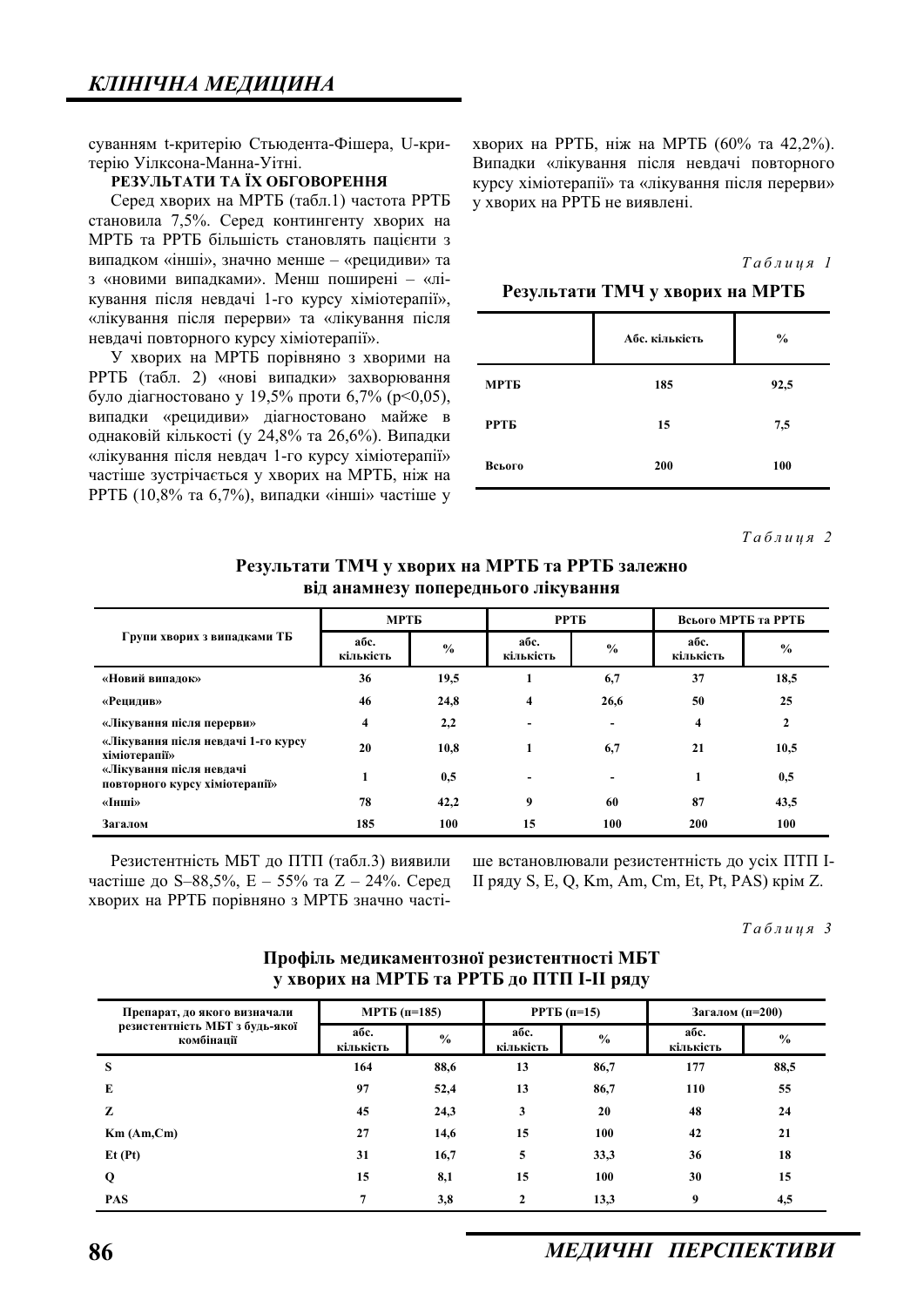суванням t-критерію Стьюдента-Фішера, U-критерію Уілксона-Манна-Уітні.

**РЕЗУЛЬТАТИ ТА ЇХ ОБГОВОРЕННЯ**

Серед хворих на МРТБ (табл.1) частота РРТБ становила 7,5%. Серед контингенту хворих на МРТБ та РРТБ більшість становлять пацієнти з випадком «інші», значно менше – «рецидиви» та з «новими випадками». Менш поширені – «лікування після невдачі 1-го курсу хіміотерапії», «лікування після перерви» та «лікування після невдачі повторного курсу хіміотерапії».

У хворих на МРТБ порівняно з хворими на РРТБ (табл. 2) «нові випадки» захворювання було діагностовано у 19,5% проти 6,7% ($p<0,05$), випадки «рецидиви» діагностовано майже в однаковій кількості (у 24,8% та 26,6%). Випадки «лікування після невдач 1-го курсу хіміотерапії» частіше зустрічається у хворих на МРТБ, ніж на РРТБ (10,8% та 6,7%), випадки «інші» частіше у хворих на РРТБ, ніж на МРТБ (60% та 42,2%). Випадки «лікування після невдачі повторного курсу хіміотерапії» та «лікування після перерви» у хворих на РРТБ не виявлені.

*Таблиця 1*

**Результати ТМЧ у хворих на МРТБ**

| | Абс. кількість | % |
|---|---|---|
| МРТБ | 185 | 92,5 |
| РРТБ | 15 | 7,5 |
| Всього | 200 | 100 |

*Таблиця 2*

**Результати ТМЧ у хворих на МРТБ та РРТБ залежно від анамнезу попереднього лікування**

| Групи хворих з випадками ТБ | МРТБ | | РРТБ | | Всього МРТБ та РРТБ | |
|---|---|---|---|---|---|---|
| | абс. кількість | % | абс. кількість | % | абс. кількість | % |
| «Новий випадок» | 36 | 19,5 | 1 | 6,7 | 37 | 18,5 |
| «Рецидив» | 46 | 24,8 | 4 | 26,6 | 50 | 25 |
| «Лікування після перерви» | 4 | 2,2 | - | - | 4 | 2 |
| «Лікування після невдачі 1-го курсу хіміотерапії» | 20 | 10,8 | 1 | 6,7 | 21 | 10,5 |
| «Лікування після невдачі повторного курсу хіміотерапії» | 1 | 0,5 | - | - | 1 | 0,5 |
| «Інші» | 78 | 42,2 | 9 | 60 | 87 | 43,5 |
| Загалом | 185 | 100 | 15 | 100 | 200 | 100 |

Резистентність МБТ до ПТП (табл.3) виявили частіше до S–88,5%, E – 55% та Z – 24%. Серед хворих на РРТБ порівняно з МРТБ значно частіше встановлювали резистентність до усіх ПТП I-II ряду S, E, Q, Km, Am, Cm, Et, Pt, PAS) крім Z.

*Таблиця 3*

**Профіль медикаментозної резистентності МБТ у хворих на МРТБ та РРТБ до ПТП I-II ряду**

| Препарат, до якого визначали резистентність МБТ з будь-якої комбінації | МРТБ (n=185) | | РРТБ (n=15) | | Загалом (n=200) | |
|---|---|---|---|---|---|---|
| | абс. кількість | % | абс. кількість | % | абс. кількість | % |
| S | 164 | 88,6 | 13 | 86,7 | 177 | 88,5 |
| E | 97 | 52,4 | 13 | 86,7 | 110 | 55 |
| Z | 45 | 24,3 | 3 | 20 | 48 | 24 |
| Km (Am,Cm) | 27 | 14,6 | 15 | 100 | 42 | 21 |
| Et (Pt) | 31 | 16,7 | 5 | 33,3 | 36 | 18 |
| Q | 15 | 8,1 | 15 | 100 | 30 | 15 |
| PAS | 7 | 3,8 | 2 | 13,3 | 9 | 4,5 |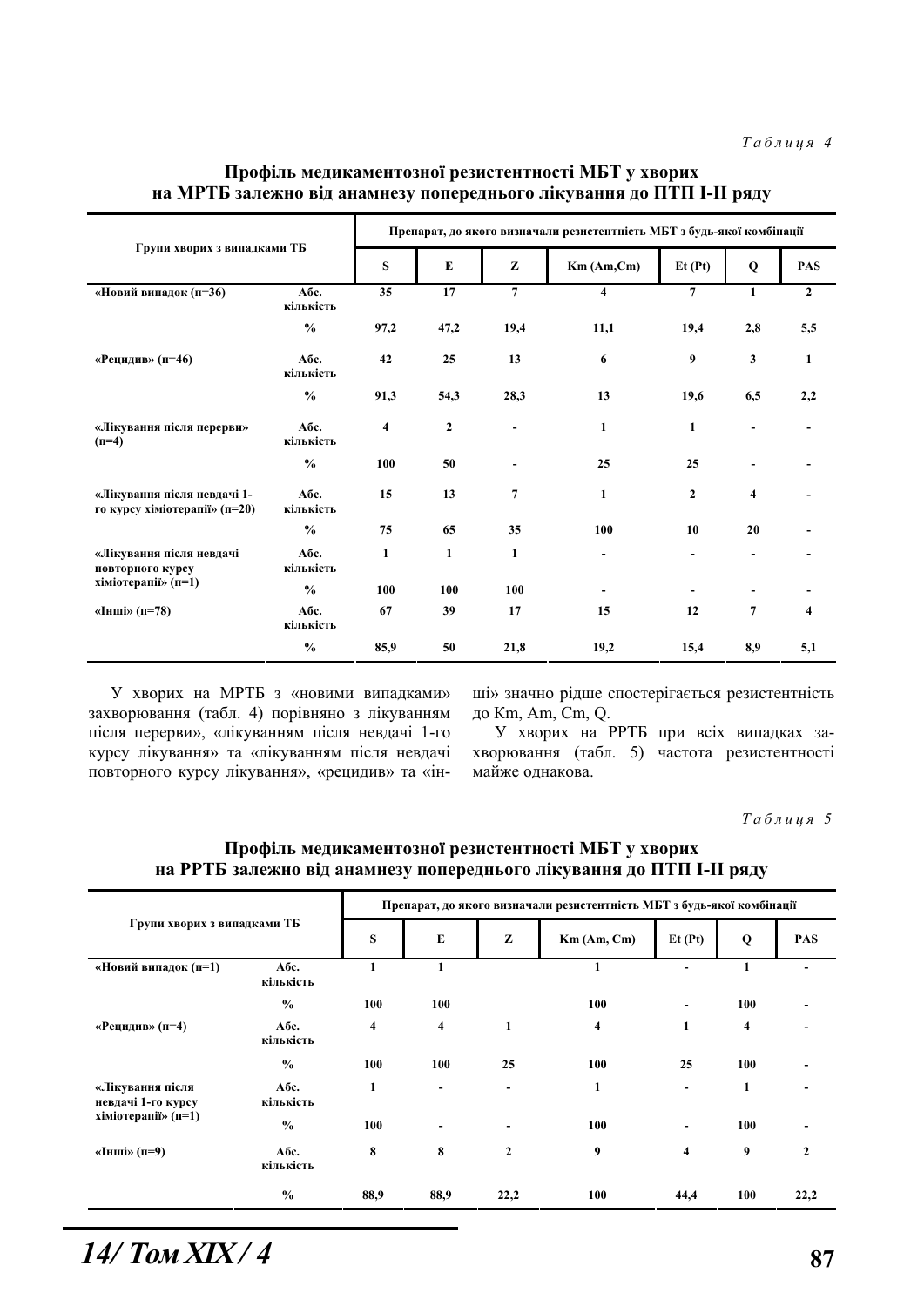*Таблиця 4*

**Профіль медикаментозної резистентності МБТ у хворих на МРТБ залежно від анамнезу попереднього лікування до ПТП I-II ряду**

| Групи хворих з випадками ТБ | | Препарат, до якого визначали резистентність МБТ з будь-якої комбінації | | | | | | |
|---|---|---|---|---|---|---|---|---|
| | | S | E | Z | Km (Am,Cm) | Et (Pt) | Q | PAS |
| «Новий випадок (n=36) | Абс. кількість | 35 | 17 | 7 | 4 | 7 | 1 | 2 |
| | % | 97,2 | 47,2 | 19,4 | 11,1 | 19,4 | 2,8 | 5,5 |
| «Рецидив» (n=46) | Абс. кількість | 42 | 25 | 13 | 6 | 9 | 3 | 1 |
| | % | 91,3 | 54,3 | 28,3 | 13 | 19,6 | 6,5 | 2,2 |
| «Лікування після перерви» (n=4) | Абс. кількість | 4 | 2 | - | 1 | 1 | - | - |
| | % | 100 | 50 | - | 25 | 25 | - | - |
| «Лікування після невдачі 1-го курсу хіміотерапії» (n=20) | Абс. кількість | 15 | 13 | 7 | 1 | 2 | 4 | - |
| | % | 75 | 65 | 35 | 100 | 10 | 20 | - |
| «Лікування після невдачі повторного курсу хіміотерапії» (n=1) | Абс. кількість | 1 | 1 | 1 | - | - | - | - |
| | % | 100 | 100 | 100 | - | - | - | - |
| «Інші» (n=78) | Абс. кількість | 67 | 39 | 17 | 15 | 12 | 7 | 4 |
| | % | 85,9 | 50 | 21,8 | 19,2 | 15,4 | 8,9 | 5,1 |

У хворих на МРТБ з «новими випадками» захворювання (табл. 4) порівняно з лікуванням після перерви», «лікуванням після невдачі 1-го курсу лікування» та «лікуванням після невдачі повторного курсу лікування», «рецидив» та «інші» значно рідше спостерігається резистентність до Km, Am, Cm, Q.

У хворих на РРТБ при всіх випадках захворювання (табл. 5) частота резистентності майже однакова.

*Таблиця 5*

**Профіль медикаментозної резистентності МБТ у хворих на РРТБ залежно від анамнезу попереднього лікування до ПТП I-II ряду**

| Групи хворих з випадками ТБ | | Препарат, до якого визначали резистентність МБТ з будь-якої комбінації | | | | | | |
|---|---|---|---|---|---|---|---|---|
| | | S | E | Z | Km (Am, Cm) | Et (Pt) | Q | PAS |
| «Новий випадок (n=1) | Абс. кількість | 1 | 1 | | 1 | - | 1 | - |
| | % | 100 | 100 | | 100 | - | 100 | - |
| «Рецидив» (n=4) | Абс. кількість | 4 | 4 | 1 | 4 | 1 | 4 | - |
| | % | 100 | 100 | 25 | 100 | 25 | 100 | - |
| «Лікування після невдачі 1-го курсу хіміотерапії» (n=1) | Абс. кількість | 1 | - | - | 1 | - | 1 | - |
| | % | 100 | - | - | 100 | - | 100 | - |
| «Інші» (n=9) | Абс. кількість | 8 | 8 | 2 | 9 | 4 | 9 | 2 |
| | % | 88,9 | 88,9 | 22,2 | 100 | 44,4 | 100 | 22,2 |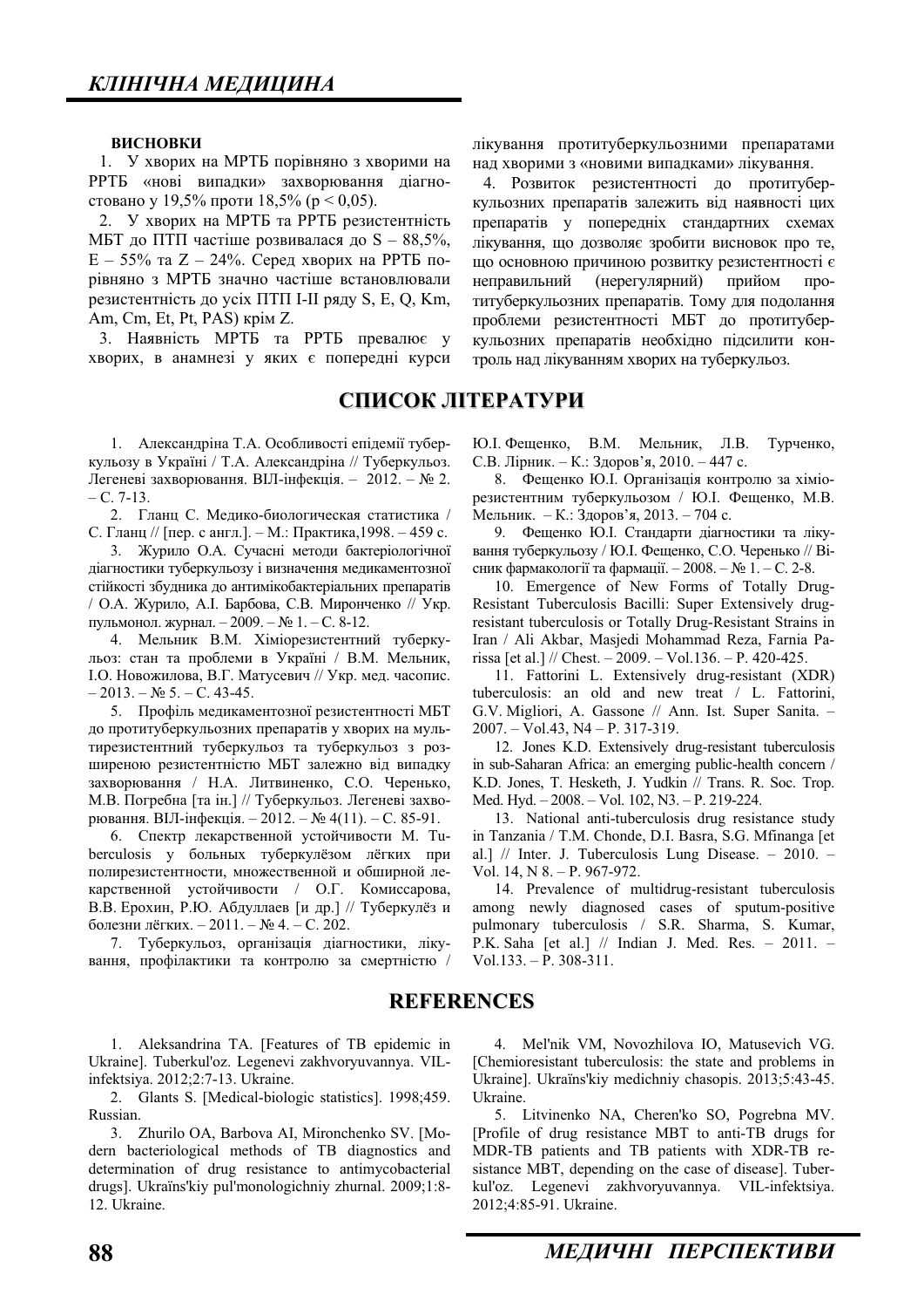## ВИСНОВКИ

1. У хворих на МРТБ порівняно з хворими на РРТБ «нові випадки» захворювання діагностовано у 19,5% проти 18,5% ($p < 0,05$).

2. У хворих на МРТБ та РРТБ резистентність МБТ до ПТП частіше розвивалася до S – 88,5%, E – 55% та Z – 24%. Серед хворих на РРТБ порівняно з МРТБ значно частіше встановлювали резистентність до усіх ПТП I-II ряду S, E, Q, Km, Am, Cm, Et, Pt, PAS) крім Z.

3. Наявність МРТБ та РРТБ превалює у хворих, в анамнезі у яких є попередні курси лікування протитуберкульозними препаратами над хворими з «новими випадками» лікування.

4. Розвиток резистентності до протитуберкульозних препаратів залежить від наявності цих препаратів у попередніх стандартних схемах лікування, що дозволяє зробити висновок про те, що основною причиною розвитку резистентності є неправильний (нерегулярний) прийом протитуберкульозних препаратів. Тому для подолання проблеми резистентності МБТ до протитуберкульозних препаратів необхідно підсилити контроль над лікуванням хворих на туберкульоз.

## СПИСОК ЛІТЕРАТУРИ

1. Александріна Т.А. Особливості епідемії туберкульозу в Україні / Т.А. Александріна // Туберкульоз. Легеневі захворювання. ВІЛ-інфекція. – 2012. – № 2. – С. 7-13.

2. Гланц С. Медико-биологическая статистика / С. Гланц // [пер. с англ.]. – М.: Практика,1998. – 459 с.

3. Журило О.А. Сучасні методи бактеріологічної діагностики туберкульозу і визначення медикаментозної стійкості збудника до антимікобактеріальних препаратів / О.А. Журило, А.І. Барбова, С.В. Мирonченко // Укр. пульмонол. журнал. – 2009. – № 1. – С. 8-12.

4. Мельник В.М. Хіміорезистентний туберкульоз: стан та проблеми в Україні / В.М. Мельник, І.О. Новожилова, В.Г. Матусевич // Укр. мед. часопис. – 2013. – № 5. – С. 43-45.

5. Профіль медикаментозної резистентності МБТ до протитуберкульозних препаратів у хворих на мультирезистентний туберкульоз та туберкульоз з розширеною резистентністю МБТ залежно від випадку захворювання / Н.А. Литвиненко, С.О. Черенько, М.В. Погребна [та ін.] // Туберкульоз. Легеневі захворювання. ВІЛ-інфекція. – 2012. – № 4(11). – С. 85-91.

6. Спектр лекарственной устойчивости M. Tuberculosis у больных туберкулёзом лёгких при полирезистентности, множественной и обширной лекарственной устойчивости / О.Г. Комиссарова, В.В. Ерохин, Р.Ю. Абдуллаев [и др.] // Туберкулёз и болезни лёгких. – 2011. – № 4. – С. 202.

7. Туберкульоз, організація діагностики, лікування, профілактики та контролю за смертністю / Ю.І. Фещенко, В.М. Мельник, Л.В. Турченко, С.В. Лірник. – К.: Здоров'я, 2010. – 447 с.

8. Фещенко Ю.І. Організація контролю за хіміорезистентним туберкульозом / Ю.І. Фещенко, М.В. Мельник. – К.: Здоров'я, 2013. – 704 с.

9. Фещенко Ю.І. Стандарти діагностики та лікування туберкульозу / Ю.І. Фещенко, С.О. Черенько // Вісник фармакології та фармації. – 2008. – № 1. – С. 2-8.

10. Emergence of New Forms of Totally Drug-Resistant Tuberculosis Bacilli: Super Extensively drug-resistant tuberculosis or Totally Drug-Resistant Strains in Iran / Ali Akbar, Masjedi Mohammad Reza, Farnia Parissa [et al.] // Chest. – 2009. – Vol.136. – P. 420-425.

11. Fattorini L. Extensively drug-resistant (XDR) tuberculosis: an old and new treat / L. Fattorini, G.V. Migliori, A. Gassone // Ann. Ist. Super Sanita. – 2007. – Vol.43, N4 – P. 317-319.

12. Jones K.D. Extensively drug-resistant tuberculosis in sub-Saharan Africa: an emerging public-health concern / K.D. Jones, T. Hesketh, J. Yudkin // Trans. R. Soc. Trop. Med. Hyd. – 2008. – Vol. 102, N3. – P. 219-224.

13. National anti-tuberculosis drug resistance study in Tanzania / T.M. Chonde, D.I. Basra, S.G. Mfinanga [et al.] // Inter. J. Tuberculosis Lung Disease. – 2010. – Vol. 14, N 8. – P. 967-972.

14. Prevalence of multidrug-resistant tuberculosis among newly diagnosed cases of sputum-positive pulmonary tuberculosis / S.R. Sharma, S. Kumar, P.K. Saha [et al.] // Indian J. Med. Res. – 2011. – Vol.133. – P. 308-311.

## REFERENCES

1. Aleksandrina TA. [Features of TB epidemic in Ukraine]. Tuberkul'oz. Legenevi zakhvoryuvannya. VIL-infektsiya. 2012;2:7-13. Ukraine.

2. Glants S. [Medical-biologic statistics]. 1998;459. Russian.

3. Zhurilo OA, Barbova AI, Mironchenko SV. [Modern bacteriological methods of TB diagnostics and determination of drug resistance to antimycobacterial drugs]. Ukraïns'kiy pul'monologichniy zhurnal. 2009;1:8-12. Ukraine.

4. Mel'nik VM, Novozhilova IO, Matusevich VG. [Chemioresistant tuberculosis: the state and problems in Ukraine]. Ukraïns'kiy medichniy chasopis. 2013;5:43-45. Ukraine.

5. Litvinenko NA, Cheren'ko SO, Pogrebna MV. [Profile of drug resistance MBT to anti-TB drugs for MDR-TB patients and TB patients with XDR-TB resistance MBT, depending on the case of disease]. Tuberkul'oz. Legenevi zakhvoryuvannya. VIL-infektsiya. 2012;4:85-91. Ukraine.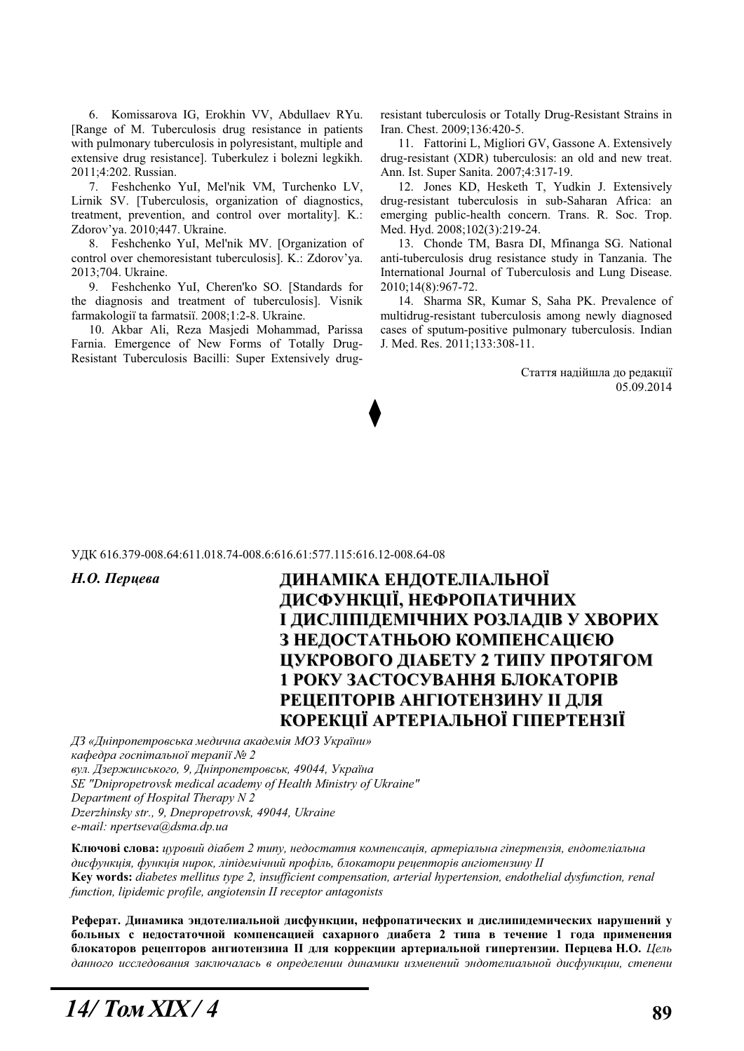6. Komissarova IG, Erokhin VV, Abdullaev RYu. [Range of M. Tuberculosis drug resistance in patients with pulmonary tuberculosis in polyresistant, multiple and extensive drug resistance]. Tuberkulez i bolezni legkikh. 2011;4:202. Russian.

7. Feshchenko YuI, Mel'nik VM, Turchenko LV, Lirnik SV. [Tuberculosis, organization of diagnostics, treatment, prevention, and control over mortality]. K.: Zdorov'ya. 2010;447. Ukraine.

8. Feshchenko YuI, Mel'nik MV. [Organization of control over chemoresistant tuberculosis]. K.: Zdorov'ya. 2013;704. Ukraine.

9. Feshchenko YuI, Cheren'ko SO. [Standards for the diagnosis and treatment of tuberculosis]. Visnik farmakologiï ta farmatsiï. 2008;1:2-8. Ukraine.

10. Akbar Ali, Reza Masjedi Mohammad, Parissa Farnia. Emergence of New Forms of Totally Drug-Resistant Tuberculosis Bacilli: Super Extensively drug-resistant tuberculosis or Totally Drug-Resistant Strains in Iran. Chest. 2009;136:420-5.

11. Fattorini L, Migliori GV, Gassone A. Extensively drug-resistant (XDR) tuberculosis: an old and new treat. Ann. Ist. Super Sanita. 2007;4:317-19.

12. Jones KD, Hesketh T, Yudkin J. Extensively drug-resistant tuberculosis in sub-Saharan Africa: an emerging public-health concern. Trans. R. Soc. Trop. Med. Hyd. 2008;102(3):219-24.

13. Chonde TM, Basra DI, Mfinanga SG. National anti-tuberculosis drug resistance study in Tanzania. The International Journal of Tuberculosis and Lung Disease. 2010;14(8):967-72.

14. Sharma SR, Kumar S, Saha PK. Prevalence of multidrug-resistant tuberculosis among newly diagnosed cases of sputum-positive pulmonary tuberculosis. Indian J. Med. Res. 2011;133:308-11.

Стаття надійшла до редакції
05.09.2014

◆

УДК 616.379-008.64:611.018.74-008.6:616.61:577.115:616.12-008.64-08

***Н.О. Перцева***

# ДИНАМІКА ЕНДОТЕЛІАЛЬНОЇ ДИСФУНКЦІЇ, НЕФРОПАТИЧНИХ І ДИСЛІПІДЕМІЧНИХ РОЗЛАДІВ У ХВОРИХ З НЕДОСТАТНЬОЮ КОМПЕНСАЦІЄЮ ЦУКРОВОГО ДІАБЕТУ 2 ТИПУ ПРОТЯГОМ 1 РОКУ ЗАСТОСУВАННЯ БЛОКАТОРІВ РЕЦЕПТОРІВ АНГІОТЕНЗИНУ ІІ ДЛЯ КОРЕКЦІЇ АРТЕРІАЛЬНОЇ ГІПЕРТЕНЗІЇ

*ДЗ «Дніпропетровська медична академія МОЗ України»*
*кафедра госпітальної терапії № 2*
*вул. Дзержинського, 9, Дніпропетровськ, 49044, Україна*
*SE "Dnipropetrovsk medical academy of Health Ministry of Ukraine"*
*Department of Hospital Therapy N 2*
*Dzerzhinsky str., 9, Dnepropetrovsk, 49044, Ukraine*
*e-mail: npertseva@dsma.dp.ua*

**Ключові слова:** *цуровий діабет 2 типу, недостатня компенсація, артеріальна гіпертензія, ендотеліальна дисфункція, функція нирок, ліпідемічний профіль, блокатори рецепторів ангіотензину ІІ*
**Key words:** *diabetes mellitus type 2, insufficient compensation, arterial hypertension, endothelial dysfunction, renal function, lipidemic profile, angiotensin II receptor antagonists*

**Реферат. Динамика эндотелиальной дисфункции, нефропатических и дислипидемических нарушений у больных с недостаточной компенсацией сахарного диабета 2 типа в течение 1 года применения блокаторов рецепторов ангиотензина II для коррекции артериальной гипертензии. Перцева Н.О.** *Цель данного исследования заключалась в определении динамики изменений эндотелиальной дисфункции, степени*